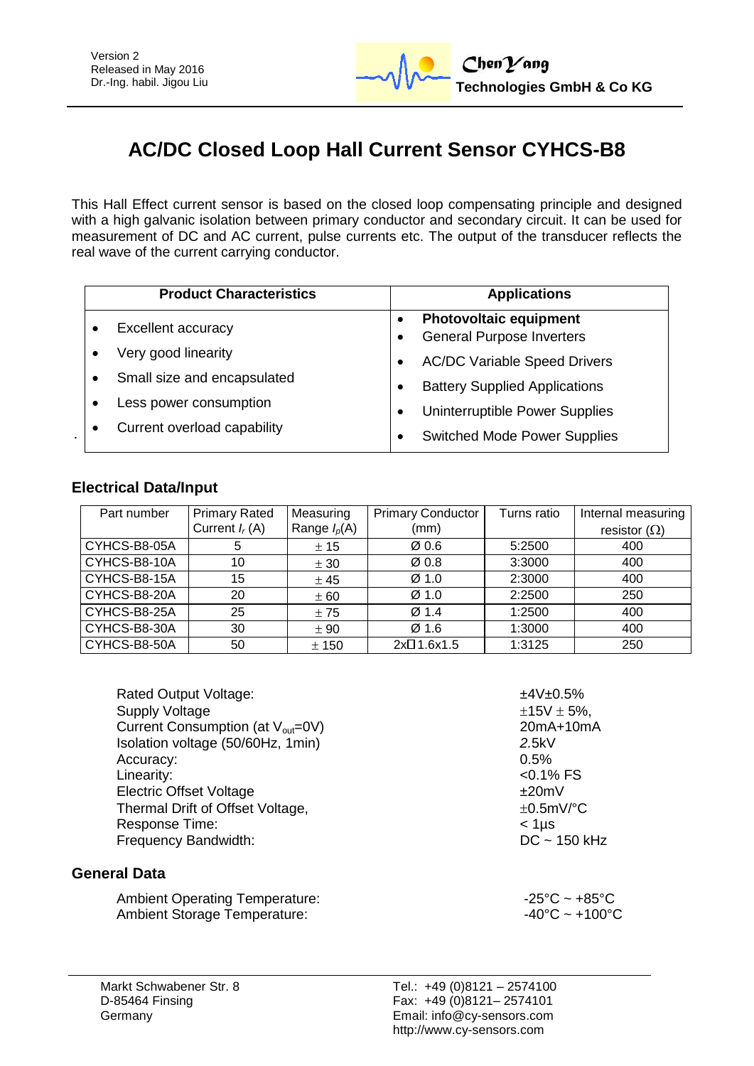Version 2
Released in May 2016
Dr.-Ing. habil. Jigou Liu

ChenYang
**Technologies GmbH & Co KG**

# AC/DC Closed Loop Hall Current Sensor CYHCS-B8

This Hall Effect current sensor is based on the closed loop compensating principle and designed with a high galvanic isolation between primary conductor and secondary circuit. It can be used for measurement of DC and AC current, pulse currents etc. The output of the transducer reflects the real wave of the current carrying conductor.

| Product Characteristics | Applications |
|---|---|
| • Excellent accuracy<br>• Very good linearity<br>• Small size and encapsulated<br>• Less power consumption<br>• Current overload capability | • **Photovoltaic equipment**<br>• General Purpose Inverters<br>• AC/DC Variable Speed Drivers<br>• Battery Supplied Applications<br>• Uninterruptible Power Supplies<br>• Switched Mode Power Supplies |

## Electrical Data/Input

| Part number | Primary Rated Current $I_r$ (A) | Measuring Range $I_p$(A) | Primary Conductor (mm) | Turns ratio | Internal measuring resistor (Ω) |
|---|---|---|---|---|---|
| CYHCS-B8-05A | 5 | ± 15 | Ø 0.6 | 5:2500 | 400 |
| CYHCS-B8-10A | 10 | ± 30 | Ø 0.8 | 3:3000 | 400 |
| CYHCS-B8-15A | 15 | ± 45 | Ø 1.0 | 2:3000 | 400 |
| CYHCS-B8-20A | 20 | ± 60 | Ø 1.0 | 2:2500 | 250 |
| CYHCS-B8-25A | 25 | ± 75 | Ø 1.4 | 1:2500 | 400 |
| CYHCS-B8-30A | 30 | ± 90 | Ø 1.6 | 1:3000 | 400 |
| CYHCS-B8-50A | 50 | ± 150 | 2x☐1.6x1.5 | 1:3125 | 250 |

| | |
|---|---|
| Rated Output Voltage: | ±4V±0.5% |
| Supply Voltage | ±15V ± 5%, |
| Current Consumption (at $V_{out}$=0V) | 20mA+10mA |
| Isolation voltage (50/60Hz, 1min) | 2.5kV |
| Accuracy: | 0.5% |
| Linearity: | <0.1% FS |
| Electric Offset Voltage | ±20mV |
| Thermal Drift of Offset Voltage, | ±0.5mV/°C |
| Response Time: | < 1µs |
| Frequency Bandwidth: | DC ~ 150 kHz |

## General Data

| | |
|---|---|
| Ambient Operating Temperature: | -25°C ~ +85°C |
| Ambient Storage Temperature: | -40°C ~ +100°C |

Markt Schwabener Str. 8
D-85464 Finsing
Germany

Tel.: +49 (0)8121 – 2574100
Fax: +49 (0)8121– 2574101
Email: info@cy-sensors.com
http://www.cy-sensors.com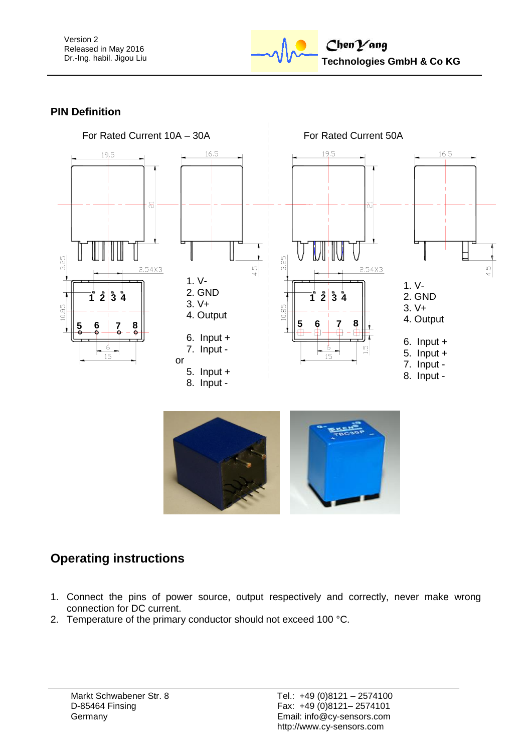## PIN Definition

For Rated Current 10A – 30A

19.5

16.5

21

3.25

2.54X3

4.5

10.85

6

15

1. V-
2. GND
3. V+
4. Output

6. Input +
7. Input -

or

5. Input +
8. Input -

For Rated Current 50A

19.5

16.5

21

3.25

2.54X3

4.5

10.85

6

15

1.5

1. V-
2. GND
3. V+
4. Output

6. Input +
5. Input +
7. Input -
8. Input -

## Operating instructions

1. Connect the pins of power source, output respectively and correctly, never make wrong connection for DC current.
2. Temperature of the primary conductor should not exceed 100 °C.